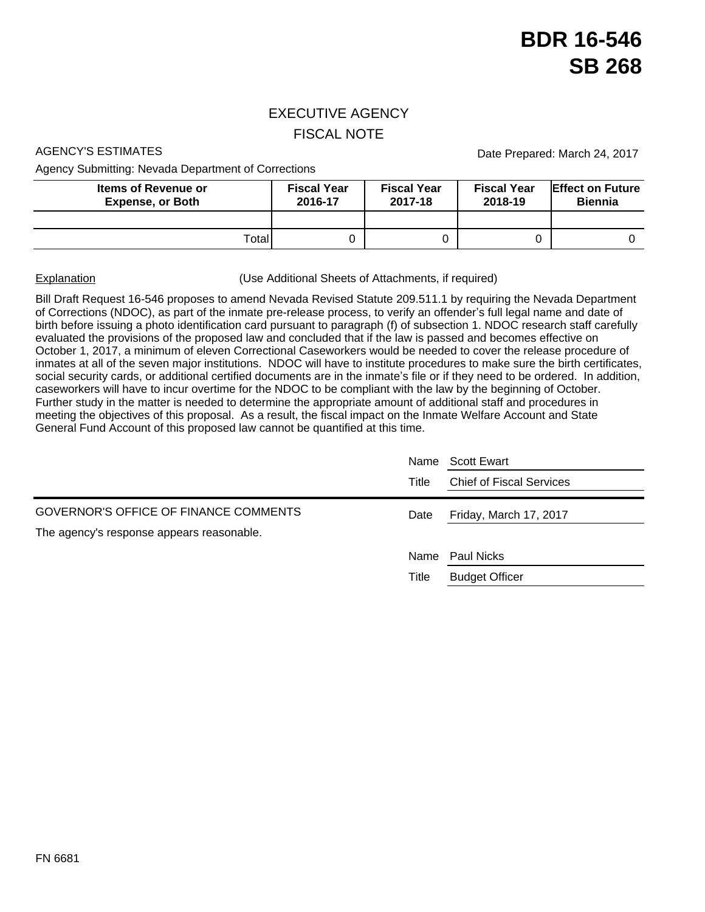# BDR 16-546
# SB 268

## EXECUTIVE AGENCY
## FISCAL NOTE

AGENCY'S ESTIMATES

Date Prepared: March 24, 2017

Agency Submitting: Nevada Department of Corrections

| Items of Revenue or Expense, or Both | Fiscal Year 2016-17 | Fiscal Year 2017-18 | Fiscal Year 2018-19 | Effect on Future Biennia |
|---|---|---|---|---|
| | | | | |
| Total | 0 | 0 | 0 | 0 |

Explanation (Use Additional Sheets of Attachments, if required)

Bill Draft Request 16-546 proposes to amend Nevada Revised Statute 209.511.1 by requiring the Nevada Department of Corrections (NDOC), as part of the inmate pre-release process, to verify an offender's full legal name and date of birth before issuing a photo identification card pursuant to paragraph (f) of subsection 1. NDOC research staff carefully evaluated the provisions of the proposed law and concluded that if the law is passed and becomes effective on October 1, 2017, a minimum of eleven Correctional Caseworkers would be needed to cover the release procedure of inmates at all of the seven major institutions. NDOC will have to institute procedures to make sure the birth certificates, social security cards, or additional certified documents are in the inmate's file or if they need to be ordered. In addition, caseworkers will have to incur overtime for the NDOC to be compliant with the law by the beginning of October. Further study in the matter is needed to determine the appropriate amount of additional staff and procedures in meeting the objectives of this proposal. As a result, the fiscal impact on the Inmate Welfare Account and State General Fund Account of this proposed law cannot be quantified at this time.

Name: Scott Ewart
Title: Chief of Fiscal Services

GOVERNOR'S OFFICE OF FINANCE COMMENTS

Date: Friday, March 17, 2017

The agency's response appears reasonable.

Name: Paul Nicks
Title: Budget Officer

FN 6681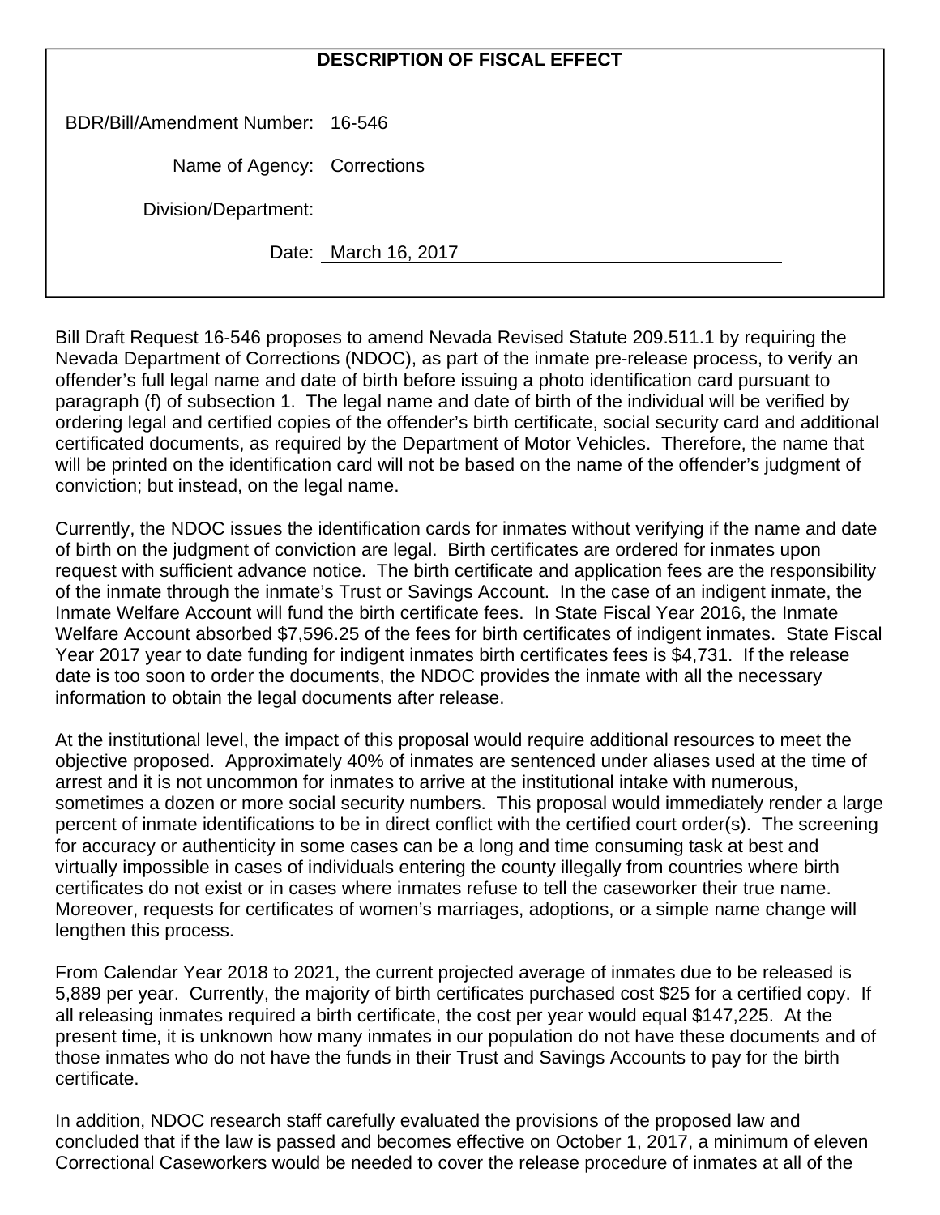**DESCRIPTION OF FISCAL EFFECT**

BDR/Bill/Amendment Number: 16-546

Name of Agency: Corrections

Division/Department:

Date: March 16, 2017

Bill Draft Request 16-546 proposes to amend Nevada Revised Statute 209.511.1 by requiring the Nevada Department of Corrections (NDOC), as part of the inmate pre-release process, to verify an offender's full legal name and date of birth before issuing a photo identification card pursuant to paragraph (f) of subsection 1. The legal name and date of birth of the individual will be verified by ordering legal and certified copies of the offender's birth certificate, social security card and additional certificated documents, as required by the Department of Motor Vehicles. Therefore, the name that will be printed on the identification card will not be based on the name of the offender's judgment of conviction; but instead, on the legal name.

Currently, the NDOC issues the identification cards for inmates without verifying if the name and date of birth on the judgment of conviction are legal. Birth certificates are ordered for inmates upon request with sufficient advance notice. The birth certificate and application fees are the responsibility of the inmate through the inmate's Trust or Savings Account. In the case of an indigent inmate, the Inmate Welfare Account will fund the birth certificate fees. In State Fiscal Year 2016, the Inmate Welfare Account absorbed $7,596.25 of the fees for birth certificates of indigent inmates. State Fiscal Year 2017 year to date funding for indigent inmates birth certificates fees is $4,731. If the release date is too soon to order the documents, the NDOC provides the inmate with all the necessary information to obtain the legal documents after release.

At the institutional level, the impact of this proposal would require additional resources to meet the objective proposed. Approximately 40% of inmates are sentenced under aliases used at the time of arrest and it is not uncommon for inmates to arrive at the institutional intake with numerous, sometimes a dozen or more social security numbers. This proposal would immediately render a large percent of inmate identifications to be in direct conflict with the certified court order(s). The screening for accuracy or authenticity in some cases can be a long and time consuming task at best and virtually impossible in cases of individuals entering the county illegally from countries where birth certificates do not exist or in cases where inmates refuse to tell the caseworker their true name. Moreover, requests for certificates of women's marriages, adoptions, or a simple name change will lengthen this process.

From Calendar Year 2018 to 2021, the current projected average of inmates due to be released is 5,889 per year. Currently, the majority of birth certificates purchased cost $25 for a certified copy. If all releasing inmates required a birth certificate, the cost per year would equal $147,225. At the present time, it is unknown how many inmates in our population do not have these documents and of those inmates who do not have the funds in their Trust and Savings Accounts to pay for the birth certificate.

In addition, NDOC research staff carefully evaluated the provisions of the proposed law and concluded that if the law is passed and becomes effective on October 1, 2017, a minimum of eleven Correctional Caseworkers would be needed to cover the release procedure of inmates at all of the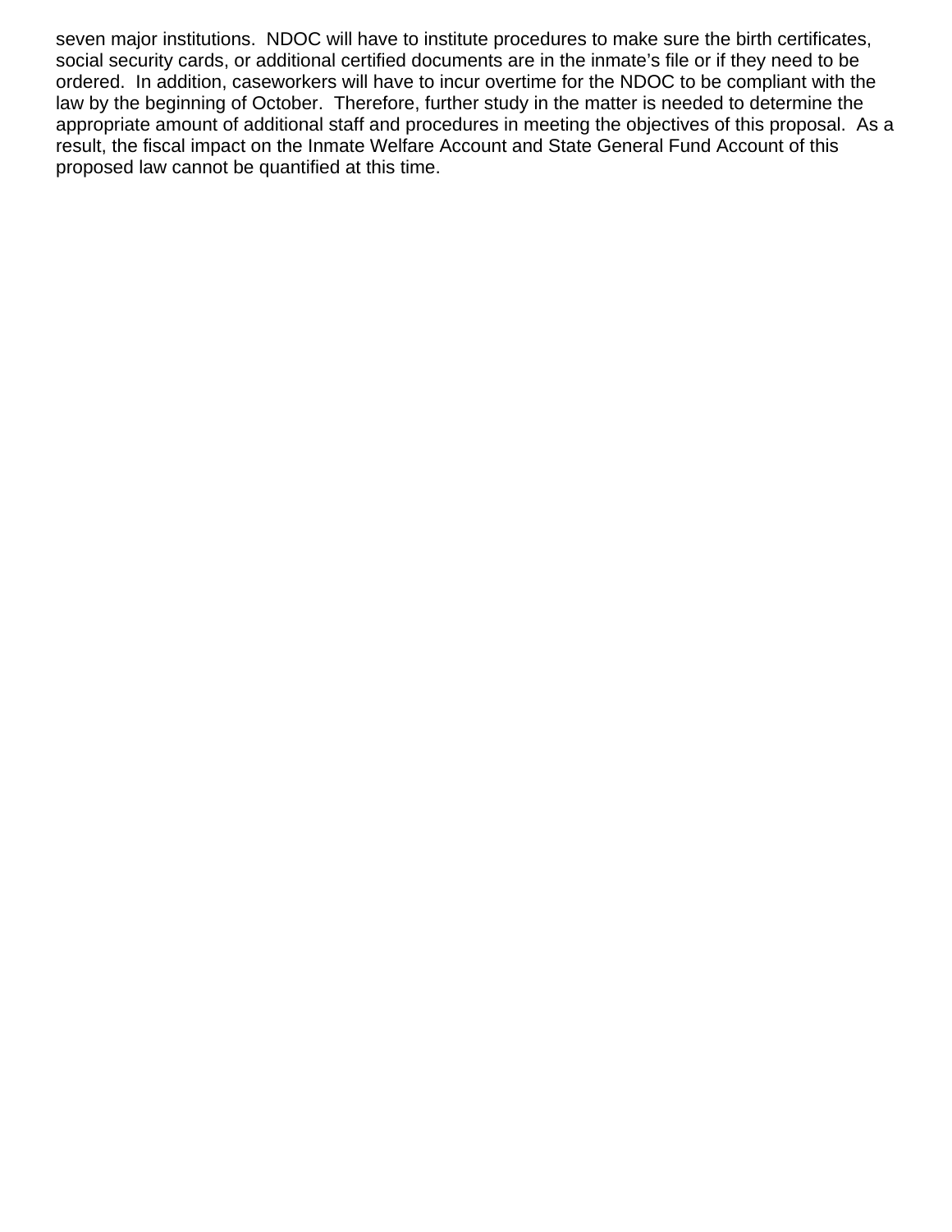seven major institutions. NDOC will have to institute procedures to make sure the birth certificates, social security cards, or additional certified documents are in the inmate's file or if they need to be ordered. In addition, caseworkers will have to incur overtime for the NDOC to be compliant with the law by the beginning of October. Therefore, further study in the matter is needed to determine the appropriate amount of additional staff and procedures in meeting the objectives of this proposal. As a result, the fiscal impact on the Inmate Welfare Account and State General Fund Account of this proposed law cannot be quantified at this time.